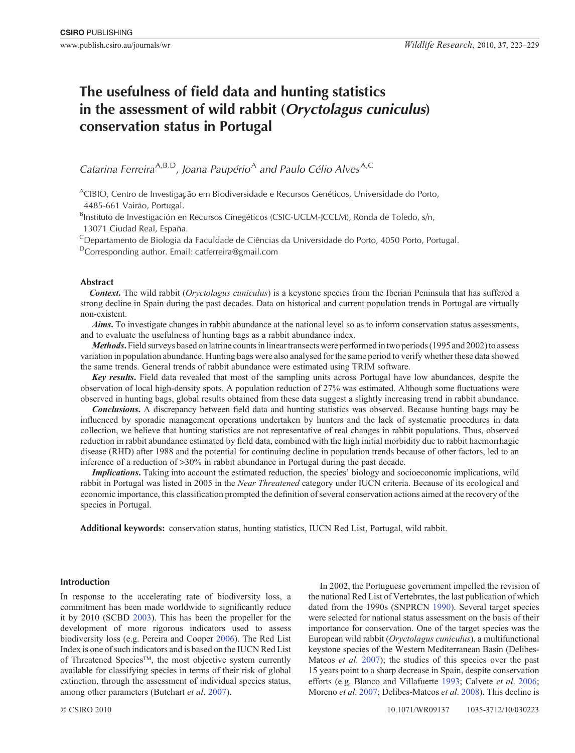# The usefulness of field data and hunting statistics in the assessment of wild rabbit (*Oryctolagus cuniculus*) conservation status in Portugal

*Catarina Ferreira*[A,B,D], *Joana Paupério*[A] *and Paulo Célio Alves*[A,C]

[A]CIBIO, Centro de Investigação em Biodiversidade e Recursos Genéticos, Universidade do Porto, 4485-661 Vairão, Portugal.

[B]Instituto de Investigación en Recursos Cinegéticos (CSIC-UCLM-JCCLM), Ronda de Toledo, s/n, 13071 Ciudad Real, España.

[C]Departamento de Biologia da Faculdade de Ciências da Universidade do Porto, 4050 Porto, Portugal.

[D]Corresponding author. Email: catferreira@gmail.com

## Abstract

***Context.*** The wild rabbit (*Oryctolagus cuniculus*) is a keystone species from the Iberian Peninsula that has suffered a strong decline in Spain during the past decades. Data on historical and current population trends in Portugal are virtually non-existent.

***Aims.*** To investigate changes in rabbit abundance at the national level so as to inform conservation status assessments, and to evaluate the usefulness of hunting bags as a rabbit abundance index.

***Methods.*** Field surveys based on latrine counts in linear transects were performed in two periods (1995 and 2002) to assess variation in population abundance. Hunting bags were also analysed for the same period to verify whether these data showed the same trends. General trends of rabbit abundance were estimated using TRIM software.

***Key results.*** Field data revealed that most of the sampling units across Portugal have low abundances, despite the observation of local high-density spots. A population reduction of 27% was estimated. Although some fluctuations were observed in hunting bags, global results obtained from these data suggest a slightly increasing trend in rabbit abundance.

***Conclusions.*** A discrepancy between field data and hunting statistics was observed. Because hunting bags may be influenced by sporadic management operations undertaken by hunters and the lack of systematic procedures in data collection, we believe that hunting statistics are not representative of real changes in rabbit populations. Thus, observed reduction in rabbit abundance estimated by field data, combined with the high initial morbidity due to rabbit haemorrhagic disease (RHD) after 1988 and the potential for continuing decline in population trends because of other factors, led to an inference of a reduction of >30% in rabbit abundance in Portugal during the past decade.

***Implications.*** Taking into account the estimated reduction, the species' biology and socioeconomic implications, wild rabbit in Portugal was listed in 2005 in the *Near Threatened* category under IUCN criteria. Because of its ecological and economic importance, this classification prompted the definition of several conservation actions aimed at the recovery of the species in Portugal.

**Additional keywords:** conservation status, hunting statistics, IUCN Red List, Portugal, wild rabbit.

## Introduction

In response to the accelerating rate of biodiversity loss, a commitment has been made worldwide to significantly reduce it by 2010 (SCBD 2003). This has been the propeller for the development of more rigorous indicators used to assess biodiversity loss (e.g. Pereira and Cooper 2006). The Red List Index is one of such indicators and is based on the IUCN Red List of Threatened Species™, the most objective system currently available for classifying species in terms of their risk of global extinction, through the assessment of individual species status, among other parameters (Butchart *et al*. 2007).

In 2002, the Portuguese government impelled the revision of the national Red List of Vertebrates, the last publication of which dated from the 1990s (SNPRCN 1990). Several target species were selected for national status assessment on the basis of their importance for conservation. One of the target species was the European wild rabbit (*Oryctolagus cuniculus*), a multifunctional keystone species of the Western Mediterranean Basin (Delibes-Mateos *et al*. 2007); the studies of this species over the past 15 years point to a sharp decrease in Spain, despite conservation efforts (e.g. Blanco and Villafuerte 1993; Calvete *et al*. 2006; Moreno *et al*. 2007; Delibes-Mateos *et al*. 2008). This decline is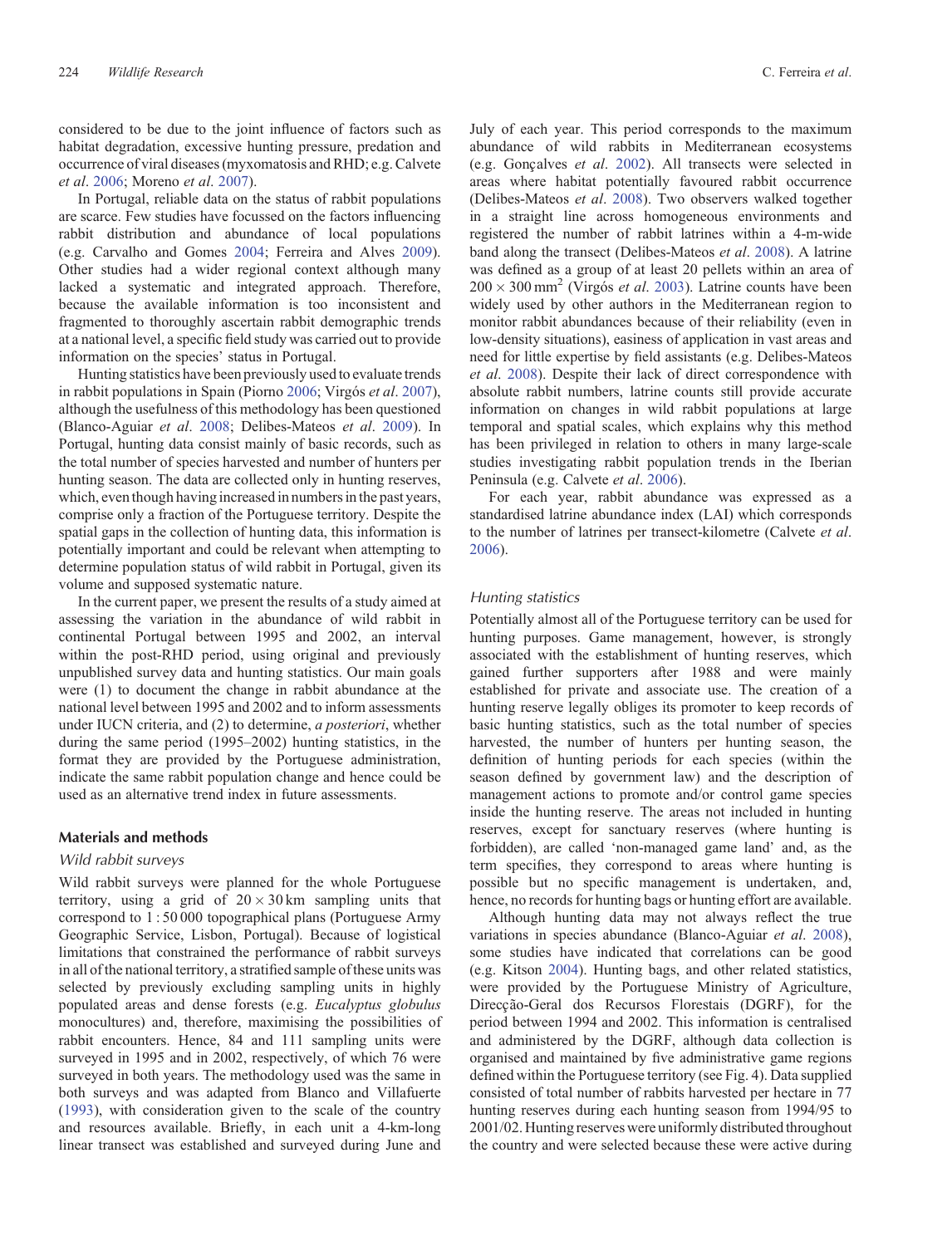considered to be due to the joint influence of factors such as habitat degradation, excessive hunting pressure, predation and occurrence of viral diseases (myxomatosis and RHD; e.g. Calvete *et al*. 2006; Moreno *et al*. 2007).

In Portugal, reliable data on the status of rabbit populations are scarce. Few studies have focussed on the factors influencing rabbit distribution and abundance of local populations (e.g. Carvalho and Gomes 2004; Ferreira and Alves 2009). Other studies had a wider regional context although many lacked a systematic and integrated approach. Therefore, because the available information is too inconsistent and fragmented to thoroughly ascertain rabbit demographic trends at a national level, a specific field study was carried out to provide information on the species' status in Portugal.

Hunting statistics have been previously used to evaluate trends in rabbit populations in Spain (Piorno 2006; Virgós *et al*. 2007), although the usefulness of this methodology has been questioned (Blanco-Aguiar *et al*. 2008; Delibes-Mateos *et al*. 2009). In Portugal, hunting data consist mainly of basic records, such as the total number of species harvested and number of hunters per hunting season. The data are collected only in hunting reserves, which, even though having increased in numbers in the past years, comprise only a fraction of the Portuguese territory. Despite the spatial gaps in the collection of hunting data, this information is potentially important and could be relevant when attempting to determine population status of wild rabbit in Portugal, given its volume and supposed systematic nature.

In the current paper, we present the results of a study aimed at assessing the variation in the abundance of wild rabbit in continental Portugal between 1995 and 2002, an interval within the post-RHD period, using original and previously unpublished survey data and hunting statistics. Our main goals were (1) to document the change in rabbit abundance at the national level between 1995 and 2002 and to inform assessments under IUCN criteria, and (2) to determine, *a posteriori*, whether during the same period (1995–2002) hunting statistics, in the format they are provided by the Portuguese administration, indicate the same rabbit population change and hence could be used as an alternative trend index in future assessments.

## Materials and methods

### Wild rabbit surveys

Wild rabbit surveys were planned for the whole Portuguese territory, using a grid of 20 × 30 km sampling units that correspond to 1 : 50 000 topographical plans (Portuguese Army Geographic Service, Lisbon, Portugal). Because of logistical limitations that constrained the performance of rabbit surveys in all of the national territory, a stratified sample of these units was selected by previously excluding sampling units in highly populated areas and dense forests (e.g. *Eucalyptus globulus* monocultures) and, therefore, maximising the possibilities of rabbit encounters. Hence, 84 and 111 sampling units were surveyed in 1995 and in 2002, respectively, of which 76 were surveyed in both years. The methodology used was the same in both surveys and was adapted from Blanco and Villafuerte (1993), with consideration given to the scale of the country and resources available. Briefly, in each unit a 4-km-long linear transect was established and surveyed during June and July of each year. This period corresponds to the maximum abundance of wild rabbits in Mediterranean ecosystems (e.g. Gonçalves *et al*. 2002). All transects were selected in areas where habitat potentially favoured rabbit occurrence (Delibes-Mateos *et al*. 2008). Two observers walked together in a straight line across homogeneous environments and registered the number of rabbit latrines within a 4-m-wide band along the transect (Delibes-Mateos *et al*. 2008). A latrine was defined as a group of at least 20 pellets within an area of $200 \times 300\ \text{mm}^2$ (Virgós *et al*. 2003). Latrine counts have been widely used by other authors in the Mediterranean region to monitor rabbit abundances because of their reliability (even in low-density situations), easiness of application in vast areas and need for little expertise by field assistants (e.g. Delibes-Mateos *et al*. 2008). Despite their lack of direct correspondence with absolute rabbit numbers, latrine counts still provide accurate information on changes in wild rabbit populations at large temporal and spatial scales, which explains why this method has been privileged in relation to others in many large-scale studies investigating rabbit population trends in the Iberian Peninsula (e.g. Calvete *et al*. 2006).

For each year, rabbit abundance was expressed as a standardised latrine abundance index (LAI) which corresponds to the number of latrines per transect-kilometre (Calvete *et al*. 2006).

### Hunting statistics

Potentially almost all of the Portuguese territory can be used for hunting purposes. Game management, however, is strongly associated with the establishment of hunting reserves, which gained further supporters after 1988 and were mainly established for private and associate use. The creation of a hunting reserve legally obliges its promoter to keep records of basic hunting statistics, such as the total number of species harvested, the number of hunters per hunting season, the definition of hunting periods for each species (within the season defined by government law) and the description of management actions to promote and/or control game species inside the hunting reserve. The areas not included in hunting reserves, except for sanctuary reserves (where hunting is forbidden), are called 'non-managed game land' and, as the term specifies, they correspond to areas where hunting is possible but no specific management is undertaken, and, hence, no records for hunting bags or hunting effort are available.

Although hunting data may not always reflect the true variations in species abundance (Blanco-Aguiar *et al*. 2008), some studies have indicated that correlations can be good (e.g. Kitson 2004). Hunting bags, and other related statistics, were provided by the Portuguese Ministry of Agriculture, Direcção-Geral dos Recursos Florestais (DGRF), for the period between 1994 and 2002. This information is centralised and administered by the DGRF, although data collection is organised and maintained by five administrative game regions defined within the Portuguese territory (see Fig. 4). Data supplied consisted of total number of rabbits harvested per hectare in 77 hunting reserves during each hunting season from 1994/95 to 2001/02. Hunting reserves were uniformly distributed throughout the country and were selected because these were active during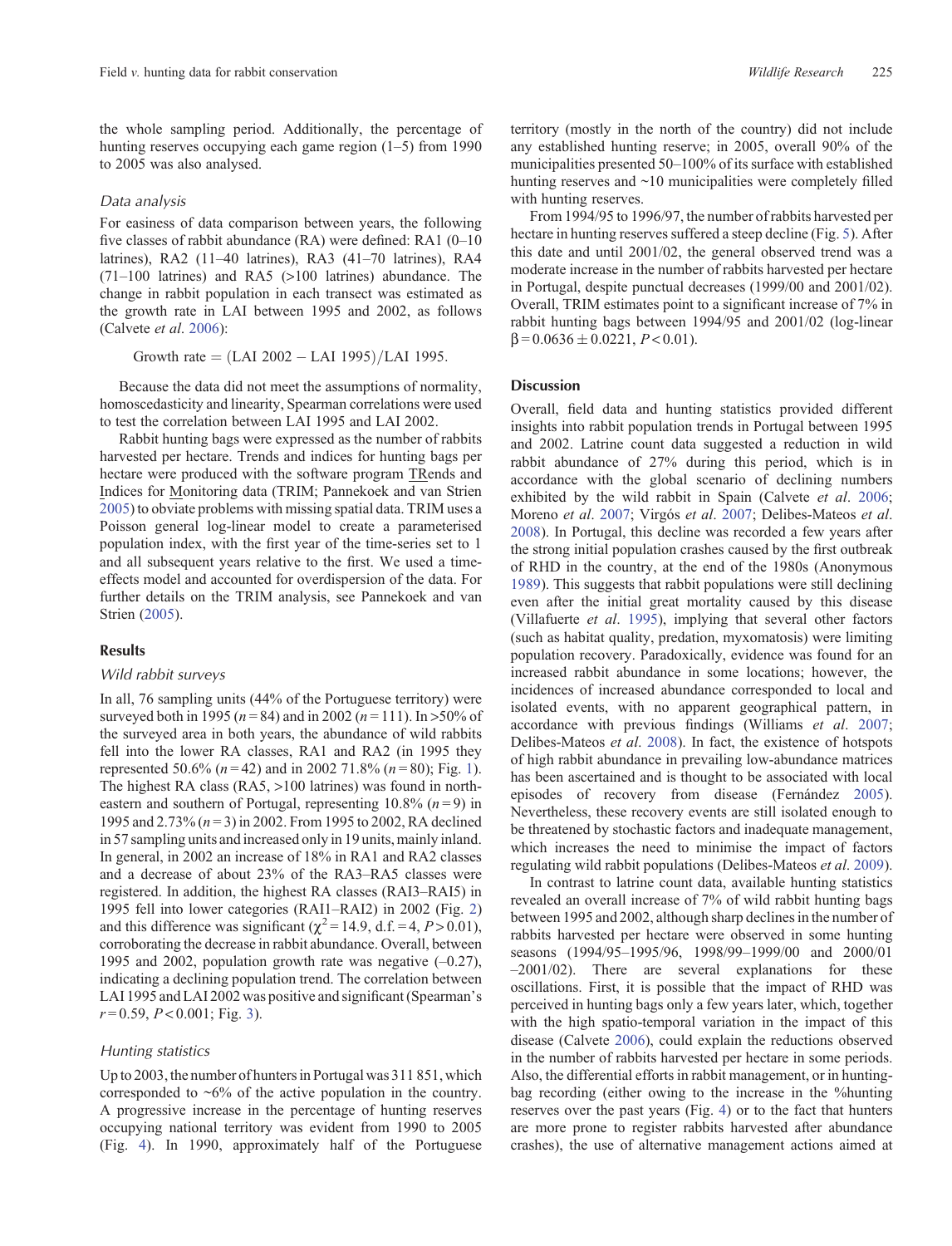the whole sampling period. Additionally, the percentage of hunting reserves occupying each game region (1–5) from 1990 to 2005 was also analysed.

### Data analysis

For easiness of data comparison between years, the following five classes of rabbit abundance (RA) were defined: RA1 (0–10 latrines), RA2 (11–40 latrines), RA3 (41–70 latrines), RA4 (71–100 latrines) and RA5 (>100 latrines) abundance. The change in rabbit population in each transect was estimated as the growth rate in LAI between 1995 and 2002, as follows (Calvete *et al*. 2006):

$$\text{Growth rate} = (\text{LAI } 2002 - \text{LAI } 1995)/\text{LAI } 1995.$$

Because the data did not meet the assumptions of normality, homoscedasticity and linearity, Spearman correlations were used to test the correlation between LAI 1995 and LAI 2002.

Rabbit hunting bags were expressed as the number of rabbits harvested per hectare. Trends and indices for hunting bags per hectare were produced with the software program TRends and Indices for Monitoring data (TRIM; Pannekoek and van Strien 2005) to obviate problems with missing spatial data. TRIM uses a Poisson general log-linear model to create a parameterised population index, with the first year of the time-series set to 1 and all subsequent years relative to the first. We used a time-effects model and accounted for overdispersion of the data. For further details on the TRIM analysis, see Pannekoek and van Strien (2005).

## Results

### Wild rabbit surveys

In all, 76 sampling units (44% of the Portuguese territory) were surveyed both in 1995 ($n = 84$) and in 2002 ($n = 111$). In >50% of the surveyed area in both years, the abundance of wild rabbits fell into the lower RA classes, RA1 and RA2 (in 1995 they represented 50.6% ($n = 42$) and in 2002 71.8% ($n = 80$); Fig. 1). The highest RA class (RA5, >100 latrines) was found in north-eastern and southern of Portugal, representing 10.8% ($n = 9$) in 1995 and 2.73% ($n = 3$) in 2002. From 1995 to 2002, RA declined in 57 sampling units and increased only in 19 units, mainly inland. In general, in 2002 an increase of 18% in RA1 and RA2 classes and a decrease of about 23% of the RA3–RA5 classes were registered. In addition, the highest RA classes (RAI3–RAI5) in 1995 fell into lower categories (RAI1–RAI2) in 2002 (Fig. 2) and this difference was significant ($\chi^2 = 14.9$, d.f. = 4, $P > 0.01$), corroborating the decrease in rabbit abundance. Overall, between 1995 and 2002, population growth rate was negative (–0.27), indicating a declining population trend. The correlation between LAI 1995 and LAI 2002 was positive and significant (Spearman's $r = 0.59$, $P < 0.001$; Fig. 3).

### Hunting statistics

Up to 2003, the number of hunters in Portugal was 311 851, which corresponded to ~6% of the active population in the country. A progressive increase in the percentage of hunting reserves occupying national territory was evident from 1990 to 2005 (Fig. 4). In 1990, approximately half of the Portuguese territory (mostly in the north of the country) did not include any established hunting reserve; in 2005, overall 90% of the municipalities presented 50–100% of its surface with established hunting reserves and ~10 municipalities were completely filled with hunting reserves.

From 1994/95 to 1996/97, the number of rabbits harvested per hectare in hunting reserves suffered a steep decline (Fig. 5). After this date and until 2001/02, the general observed trend was a moderate increase in the number of rabbits harvested per hectare in Portugal, despite punctual decreases (1999/00 and 2001/02). Overall, TRIM estimates point to a significant increase of 7% in rabbit hunting bags between 1994/95 and 2001/02 (log-linear $\beta = 0.0636 \pm 0.0221$, $P < 0.01$).

## Discussion

Overall, field data and hunting statistics provided different insights into rabbit population trends in Portugal between 1995 and 2002. Latrine count data suggested a reduction in wild rabbit abundance of 27% during this period, which is in accordance with the global scenario of declining numbers exhibited by the wild rabbit in Spain (Calvete *et al*. 2006; Moreno *et al*. 2007; Virgós *et al*. 2007; Delibes-Mateos *et al*. 2008). In Portugal, this decline was recorded a few years after the strong initial population crashes caused by the first outbreak of RHD in the country, at the end of the 1980s (Anonymous 1989). This suggests that rabbit populations were still declining even after the initial great mortality caused by this disease (Villafuerte *et al*. 1995), implying that several other factors (such as habitat quality, predation, myxomatosis) were limiting population recovery. Paradoxically, evidence was found for an increased rabbit abundance in some locations; however, the incidences of increased abundance corresponded to local and isolated events, with no apparent geographical pattern, in accordance with previous findings (Williams *et al*. 2007; Delibes-Mateos *et al*. 2008). In fact, the existence of hotspots of high rabbit abundance in prevailing low-abundance matrices has been ascertained and is thought to be associated with local episodes of recovery from disease (Fernández 2005). Nevertheless, these recovery events are still isolated enough to be threatened by stochastic factors and inadequate management, which increases the need to minimise the impact of factors regulating wild rabbit populations (Delibes-Mateos *et al*. 2009).

In contrast to latrine count data, available hunting statistics revealed an overall increase of 7% of wild rabbit hunting bags between 1995 and 2002, although sharp declines in the number of rabbits harvested per hectare were observed in some hunting seasons (1994/95–1995/96, 1998/99–1999/00 and 2000/01–2001/02). There are several explanations for these oscillations. First, it is possible that the impact of RHD was perceived in hunting bags only a few years later, which, together with the high spatio-temporal variation in the impact of this disease (Calvete 2006), could explain the reductions observed in the number of rabbits harvested per hectare in some periods. Also, the differential efforts in rabbit management, or in hunting-bag recording (either owing to the increase in the %hunting reserves over the past years (Fig. 4) or to the fact that hunters are more prone to register rabbits harvested after abundance crashes), the use of alternative management actions aimed at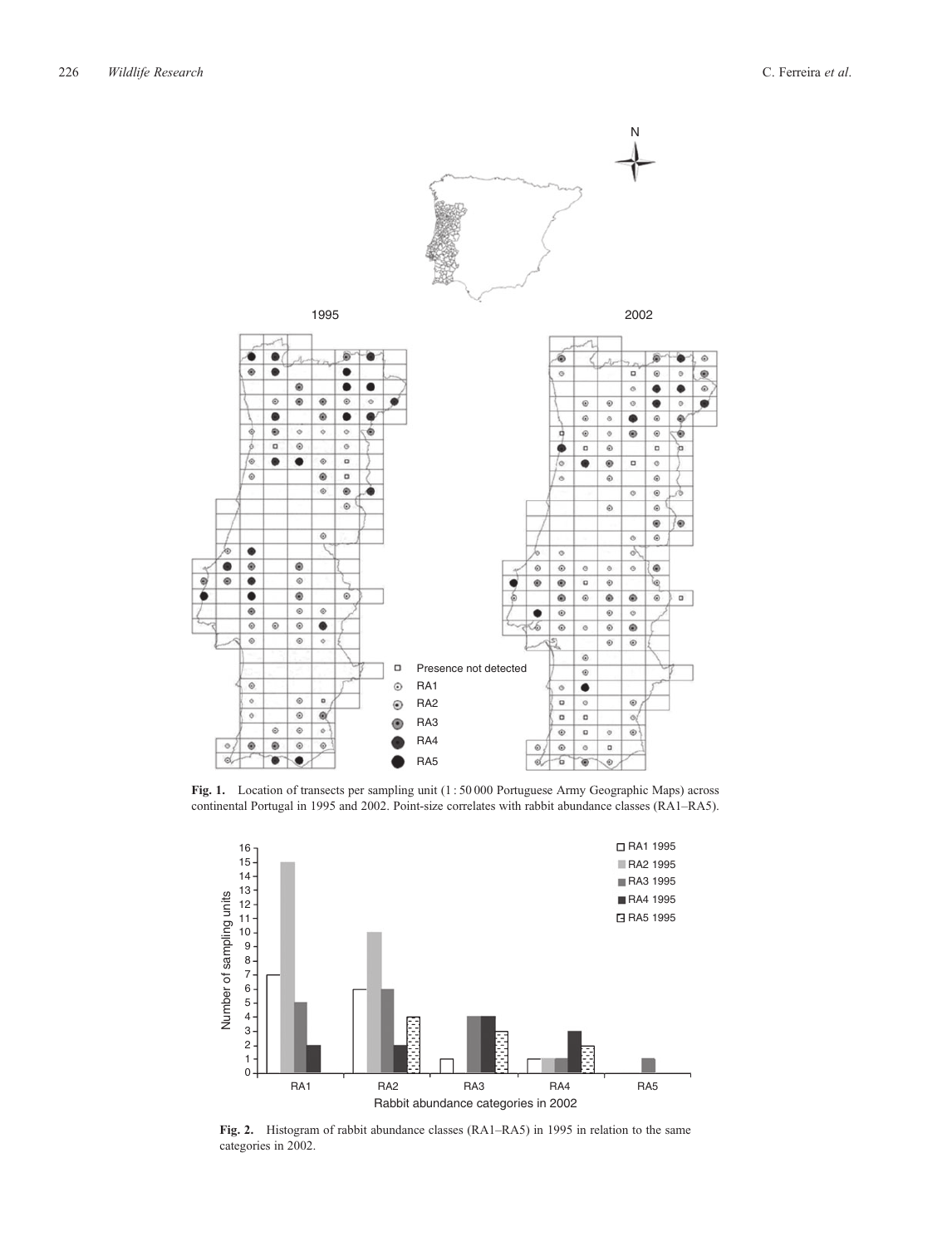**Fig. 1.** Location of transects per sampling unit (1 : 50 000 Portuguese Army Geographic Maps) across continental Portugal in 1995 and 2002. Point-size correlates with rabbit abundance classes (RA1–RA5).

**Fig. 2.** Histogram of rabbit abundance classes (RA1–RA5) in 1995 in relation to the same categories in 2002.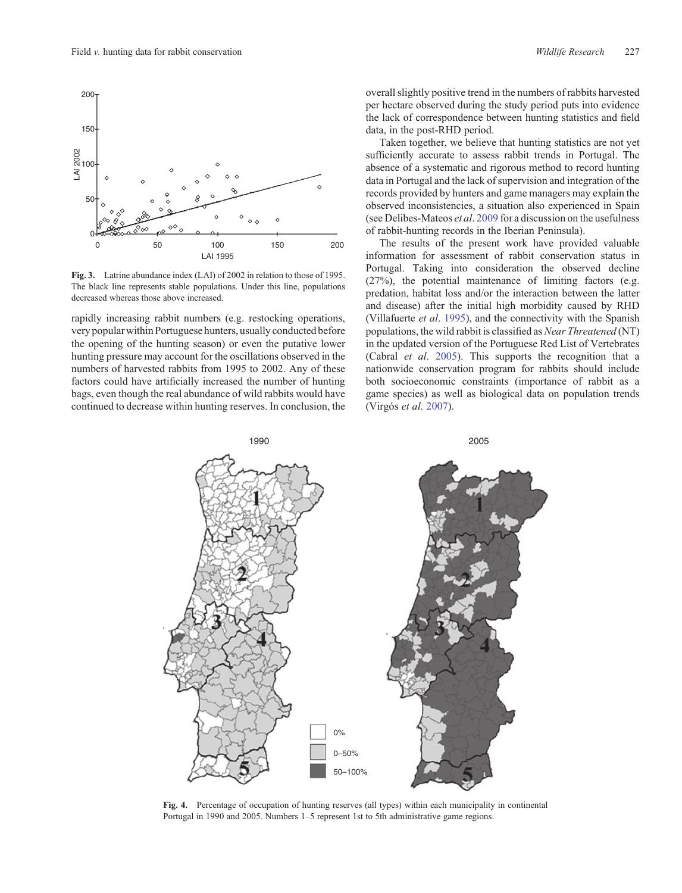Fig. 3. Latrine abundance index (LAI) of 2002 in relation to those of 1995. The black line represents stable populations. Under this line, populations decreased whereas those above increased.

rapidly increasing rabbit numbers (e.g. restocking operations, very popular within Portuguese hunters, usually conducted before the opening of the hunting season) or even the putative lower hunting pressure may account for the oscillations observed in the numbers of harvested rabbits from 1995 to 2002. Any of these factors could have artificially increased the number of hunting bags, even though the real abundance of wild rabbits would have continued to decrease within hunting reserves. In conclusion, the overall slightly positive trend in the numbers of rabbits harvested per hectare observed during the study period puts into evidence the lack of correspondence between hunting statistics and field data, in the post-RHD period.

Taken together, we believe that hunting statistics are not yet sufficiently accurate to assess rabbit trends in Portugal. The absence of a systematic and rigorous method to record hunting data in Portugal and the lack of supervision and integration of the records provided by hunters and game managers may explain the observed inconsistencies, a situation also experienced in Spain (see Delibes-Mateos *et al*. 2009 for a discussion on the usefulness of rabbit-hunting records in the Iberian Peninsula).

The results of the present work have provided valuable information for assessment of rabbit conservation status in Portugal. Taking into consideration the observed decline (27%), the potential maintenance of limiting factors (e.g. predation, habitat loss and/or the interaction between the latter and disease) after the initial high morbidity caused by RHD (Villafuerte *et al*. 1995), and the connectivity with the Spanish populations, the wild rabbit is classified as *Near Threatened* (NT) in the updated version of the Portuguese Red List of Vertebrates (Cabral *et al*. 2005). This supports the recognition that a nationwide conservation program for rabbits should include both socioeconomic constraints (importance of rabbit as a game species) as well as biological data on population trends (Virgós *et al*. 2007).

Fig. 4. Percentage of occupation of hunting reserves (all types) within each municipality in continental Portugal in 1990 and 2005. Numbers 1–5 represent 1st to 5th administrative game regions.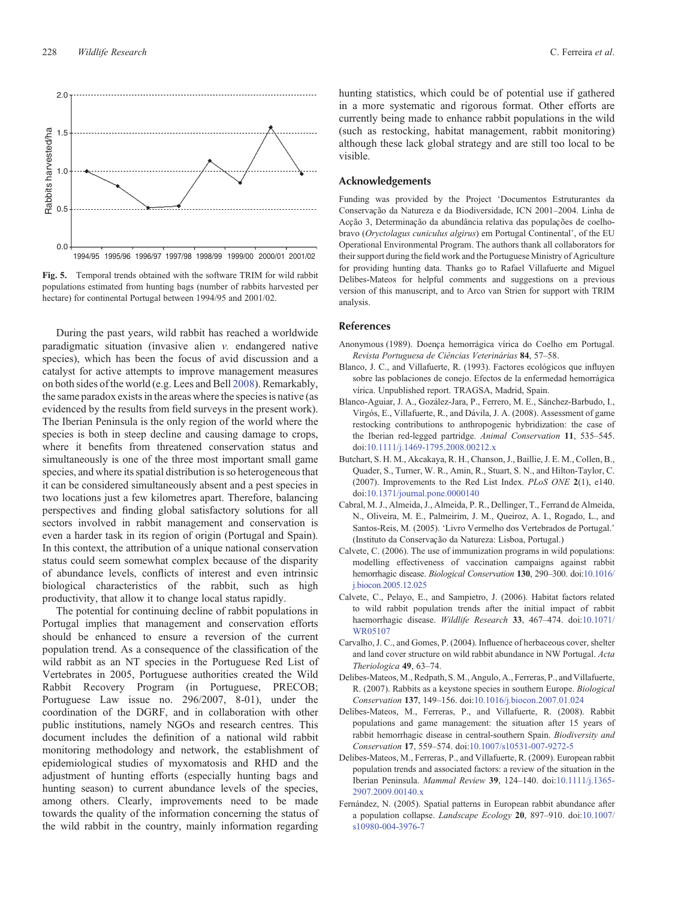2.0

1.5

1.0

0.5

0.0

Rabbits harvested/ha

1994/95 1995/96 1996/97 1997/98 1998/99 1999/00 2000/01 2001/02

**Fig. 5.** Temporal trends obtained with the software TRIM for wild rabbit populations estimated from hunting bags (number of rabbits harvested per hectare) for continental Portugal between 1994/95 and 2001/02.

During the past years, wild rabbit has reached a worldwide paradigmatic situation (invasive alien *v.* endangered native species), which has been the focus of avid discussion and a catalyst for active attempts to improve management measures on both sides of the world (e.g. Lees and Bell 2008). Remarkably, the same paradox exists in the areas where the species is native (as evidenced by the results from field surveys in the present work). The Iberian Peninsula is the only region of the world where the species is both in steep decline and causing damage to crops, where it benefits from threatened conservation status and simultaneously is one of the three most important small game species, and where its spatial distribution is so heterogeneous that it can be considered simultaneously absent and a pest species in two locations just a few kilometres apart. Therefore, balancing perspectives and finding global satisfactory solutions for all sectors involved in rabbit management and conservation is even a harder task in its region of origin (Portugal and Spain). In this context, the attribution of a unique national conservation status could seem somewhat complex because of the disparity of abundance levels, conflicts of interest and even intrinsic biological characteristics of the rabbit, such as high productivity, that allow it to change local status rapidly.

The potential for continuing decline of rabbit populations in Portugal implies that management and conservation efforts should be enhanced to ensure a reversion of the current population trend. As a consequence of the classification of the wild rabbit as an NT species in the Portuguese Red List of Vertebrates in 2005, Portuguese authorities created the Wild Rabbit Recovery Program (in Portuguese, PRECOB; Portuguese Law issue no. 296/2007, 8-01), under the coordination of the DGRF, and in collaboration with other public institutions, namely NGOs and research centres. This document includes the definition of a national wild rabbit monitoring methodology and network, the establishment of epidemiological studies of myxomatosis and RHD and the adjustment of hunting efforts (especially hunting bags and hunting season) to current abundance levels of the species, among others. Clearly, improvements need to be made towards the quality of the information concerning the status of the wild rabbit in the country, mainly information regarding hunting statistics, which could be of potential use if gathered in a more systematic and rigorous format. Other efforts are currently being made to enhance rabbit populations in the wild (such as restocking, habitat management, rabbit monitoring) although these lack global strategy and are still too local to be visible.

## Acknowledgements

Funding was provided by the Project 'Documentos Estruturantes da Conservação da Natureza e da Biodiversidade, ICN 2001–2004. Linha de Acção 3, Determinação da abundância relativa das populações de coelho-bravo (*Oryctolagus cuniculus algirus*) em Portugal Continental', of the EU Operational Environmental Program. The authors thank all collaborators for their support during the field work and the Portuguese Ministry of Agriculture for providing hunting data. Thanks go to Rafael Villafuerte and Miguel Delibes-Mateos for helpful comments and suggestions on a previous version of this manuscript, and to Arco van Strien for support with TRIM analysis.

## References

Anonymous (1989). Doença hemorrágica vírica do Coelho em Portugal. *Revista Portuguesa de Ciências Veterinárias* **84**, 57–58.

Blanco, J. C., and Villafuerte, R. (1993). Factores ecológicos que influyen sobre las poblaciones de conejo. Efectos de la enfermedad hemorrágica vírica. Unpublished report. TRAGSA, Madrid, Spain.

Blanco-Aguiar, J. A., Gozález-Jara, P., Ferrero, M. E., Sánchez-Barbudo, I., Virgós, E., Villafuerte, R., and Dávila, J. A. (2008). Assessment of game restocking contributions to anthropogenic hybridization: the case of the Iberian red-legged partridge. *Animal Conservation* **11**, 535–545. doi:10.1111/j.1469-1795.2008.00212.x

Butchart, S. H. M., Akcakaya, R. H., Chanson, J., Baillie, J. E. M., Collen, B., Quader, S., Turner, W. R., Amin, R., Stuart, S. N., and Hilton-Taylor, C. (2007). Improvements to the Red List Index. *PLoS ONE* **2**(1), e140. doi:10.1371/journal.pone.0000140

Cabral, M. J., Almeida, J., Almeida, P. R., Dellinger, T., Ferrand de Almeida, N., Oliveira, M. E., Palmeirim, J. M., Queiroz, A. I., Rogado, L., and Santos-Reis, M. (2005). 'Livro Vermelho dos Vertebrados de Portugal.' (Instituto da Conservação da Natureza: Lisboa, Portugal.)

Calvete, C. (2006). The use of immunization programs in wild populations: modelling effectiveness of vaccination campaigns against rabbit hemorrhagic disease. *Biological Conservation* **130**, 290–300. doi:10.1016/j.biocon.2005.12.025

Calvete, C., Pelayo, E., and Sampietro, J. (2006). Habitat factors related to wild rabbit population trends after the initial impact of rabbit haemorrhagic disease. *Wildlife Research* **33**, 467–474. doi:10.1071/WR05107

Carvalho, J. C., and Gomes, P. (2004). Influence of herbaceous cover, shelter and land cover structure on wild rabbit abundance in NW Portugal. *Acta Theriologica* **49**, 63–74.

Delibes-Mateos, M., Redpath, S. M., Angulo, A., Ferreras, P., and Villafuerte, R. (2007). Rabbits as a keystone species in southern Europe. *Biological Conservation* **137**, 149–156. doi:10.1016/j.biocon.2007.01.024

Delibes-Mateos, M., Ferreras, P., and Villafuerte, R. (2008). Rabbit populations and game management: the situation after 15 years of rabbit hemorrhagic disease in central-southern Spain. *Biodiversity and Conservation* **17**, 559–574. doi:10.1007/s10531-007-9272-5

Delibes-Mateos, M., Ferreras, P., and Villafuerte, R. (2009). European rabbit population trends and associated factors: a review of the situation in the Iberian Peninsula. *Mammal Review* **39**, 124–140. doi:10.1111/j.1365-2907.2009.00140.x

Fernández, N. (2005). Spatial patterns in European rabbit abundance after a population collapse. *Landscape Ecology* **20**, 897–910. doi:10.1007/s10980-004-3976-7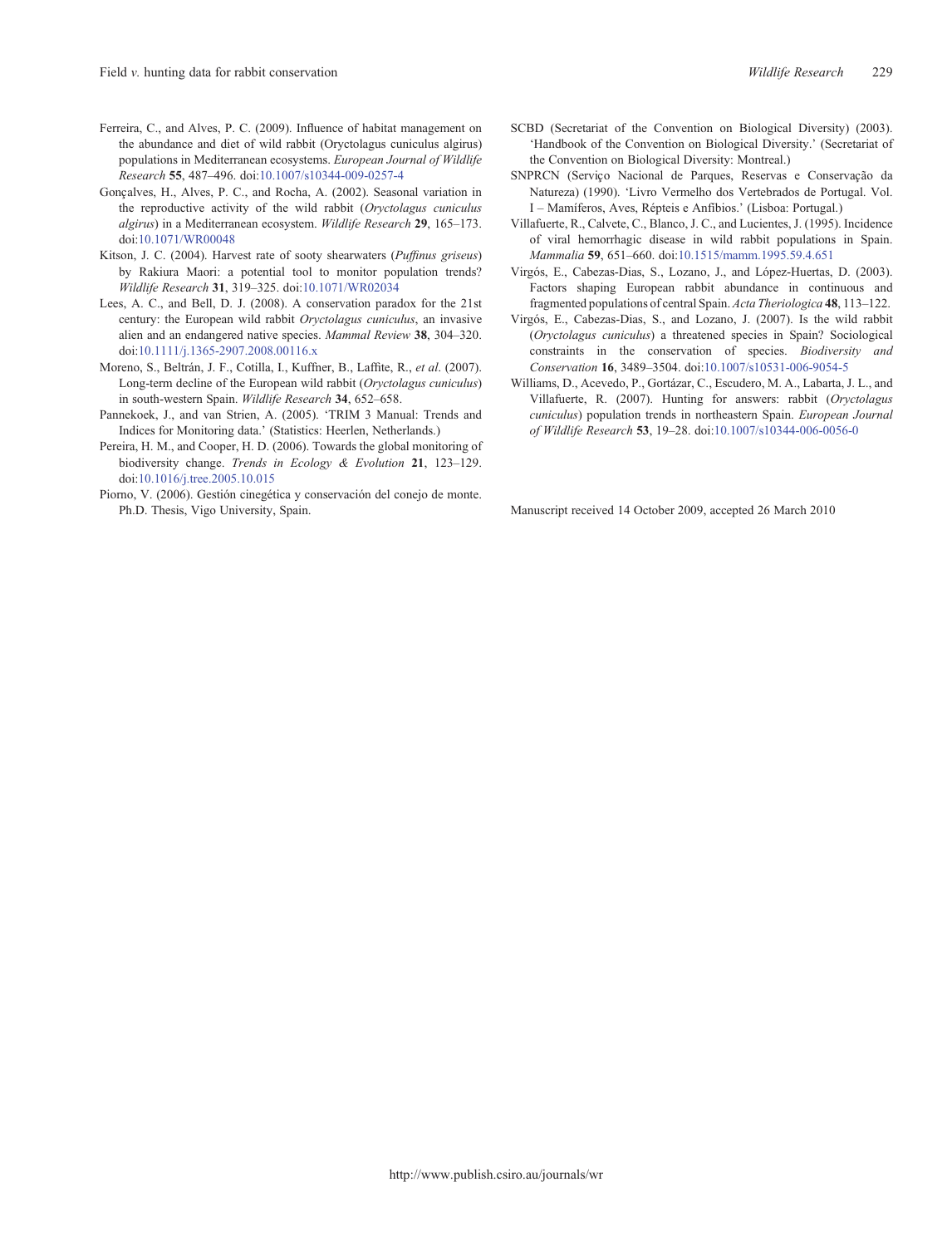Ferreira, C., and Alves, P. C. (2009). Influence of habitat management on the abundance and diet of wild rabbit (Oryctolagus cuniculus algirus) populations in Mediterranean ecosystems. *European Journal of Wildlife Research* **55**, 487–496. doi:10.1007/s10344-009-0257-4

Gonçalves, H., Alves, P. C., and Rocha, A. (2002). Seasonal variation in the reproductive activity of the wild rabbit (*Oryctolagus cuniculus algirus*) in a Mediterranean ecosystem. *Wildlife Research* **29**, 165–173. doi:10.1071/WR00048

Kitson, J. C. (2004). Harvest rate of sooty shearwaters (*Puffinus griseus*) by Rakiura Maori: a potential tool to monitor population trends? *Wildlife Research* **31**, 319–325. doi:10.1071/WR02034

Lees, A. C., and Bell, D. J. (2008). A conservation paradox for the 21st century: the European wild rabbit *Oryctolagus cuniculus*, an invasive alien and an endangered native species. *Mammal Review* **38**, 304–320. doi:10.1111/j.1365-2907.2008.00116.x

Moreno, S., Beltrán, J. F., Cotilla, I., Kuffner, B., Laffite, R., *et al*. (2007). Long-term decline of the European wild rabbit (*Oryctolagus cuniculus*) in south-western Spain. *Wildlife Research* **34**, 652–658.

Pannekoek, J., and van Strien, A. (2005). 'TRIM 3 Manual: Trends and Indices for Monitoring data.' (Statistics: Heerlen, Netherlands.)

Pereira, H. M., and Cooper, H. D. (2006). Towards the global monitoring of biodiversity change. *Trends in Ecology & Evolution* **21**, 123–129. doi:10.1016/j.tree.2005.10.015

Piorno, V. (2006). Gestión cinegética y conservación del conejo de monte. Ph.D. Thesis, Vigo University, Spain.

SCBD (Secretariat of the Convention on Biological Diversity) (2003). 'Handbook of the Convention on Biological Diversity.' (Secretariat of the Convention on Biological Diversity: Montreal.)

SNPRCN (Serviço Nacional de Parques, Reservas e Conservação da Natureza) (1990). 'Livro Vermelho dos Vertebrados de Portugal. Vol. I – Mamíferos, Aves, Répteis e Anfíbios.' (Lisboa: Portugal.)

Villafuerte, R., Calvete, C., Blanco, J. C., and Lucientes, J. (1995). Incidence of viral hemorrhagic disease in wild rabbit populations in Spain. *Mammalia* **59**, 651–660. doi:10.1515/mamm.1995.59.4.651

Virgós, E., Cabezas-Dias, S., Lozano, J., and López-Huertas, D. (2003). Factors shaping European rabbit abundance in continuous and fragmented populations of central Spain. *Acta Theriologica* **48**, 113–122.

Virgós, E., Cabezas-Dias, S., and Lozano, J. (2007). Is the wild rabbit (*Oryctolagus cuniculus*) a threatened species in Spain? Sociological constraints in the conservation of species. *Biodiversity and Conservation* **16**, 3489–3504. doi:10.1007/s10531-006-9054-5

Williams, D., Acevedo, P., Gortázar, C., Escudero, M. A., Labarta, J. L., and Villafuerte, R. (2007). Hunting for answers: rabbit (*Oryctolagus cuniculus*) population trends in northeastern Spain. *European Journal of Wildlife Research* **53**, 19–28. doi:10.1007/s10344-006-0056-0

Manuscript received 14 October 2009, accepted 26 March 2010